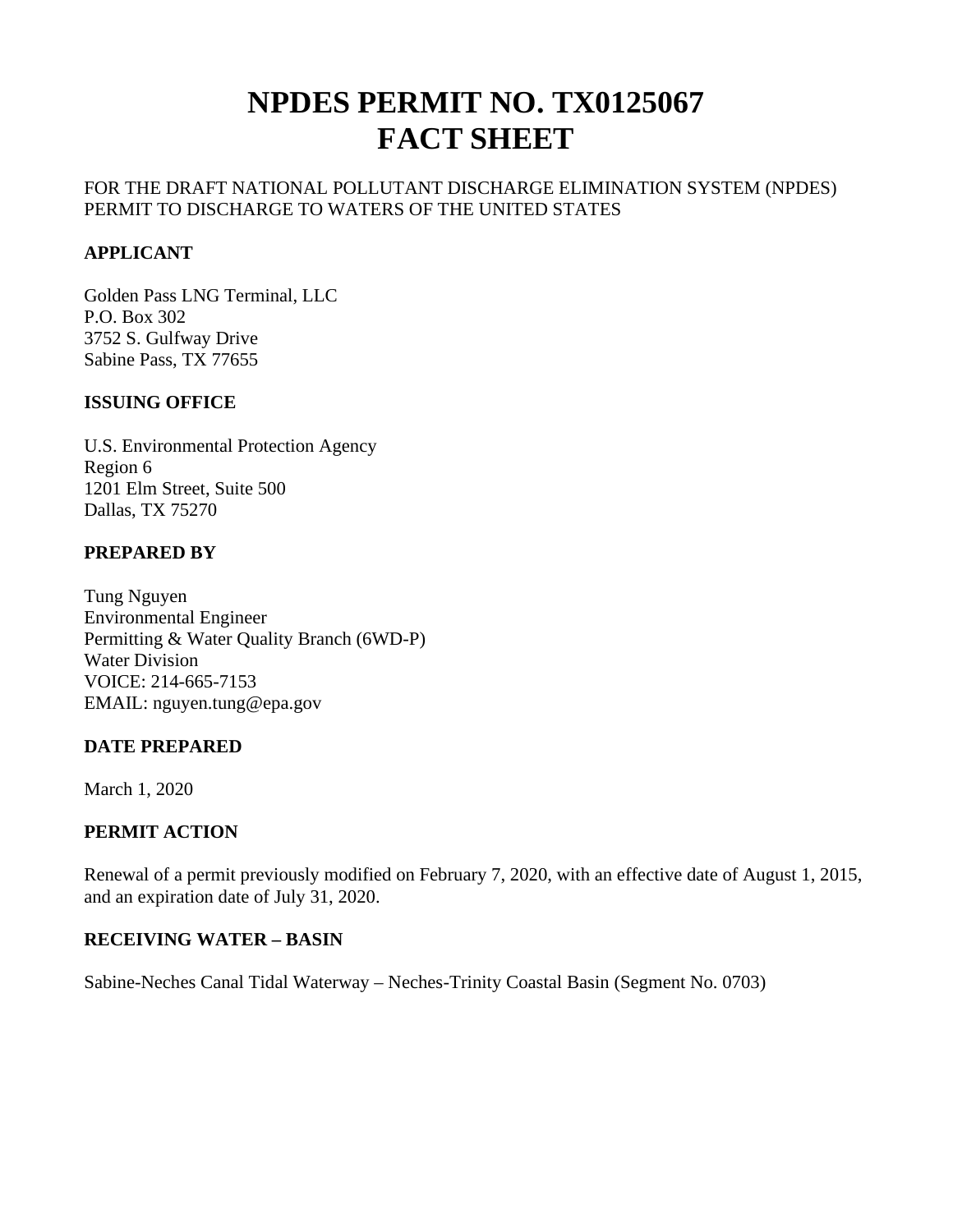# NPDES PERMIT NO. TX0125067
# FACT SHEET

FOR THE DRAFT NATIONAL POLLUTANT DISCHARGE ELIMINATION SYSTEM (NPDES) PERMIT TO DISCHARGE TO WATERS OF THE UNITED STATES

**APPLICANT**

Golden Pass LNG Terminal, LLC
P.O. Box 302
3752 S. Gulfway Drive
Sabine Pass, TX 77655

**ISSUING OFFICE**

U.S. Environmental Protection Agency
Region 6
1201 Elm Street, Suite 500
Dallas, TX 75270

**PREPARED BY**

Tung Nguyen
Environmental Engineer
Permitting & Water Quality Branch (6WD-P)
Water Division
VOICE: 214-665-7153
EMAIL: nguyen.tung@epa.gov

**DATE PREPARED**

March 1, 2020

**PERMIT ACTION**

Renewal of a permit previously modified on February 7, 2020, with an effective date of August 1, 2015, and an expiration date of July 31, 2020.

**RECEIVING WATER – BASIN**

Sabine-Neches Canal Tidal Waterway – Neches-Trinity Coastal Basin (Segment No. 0703)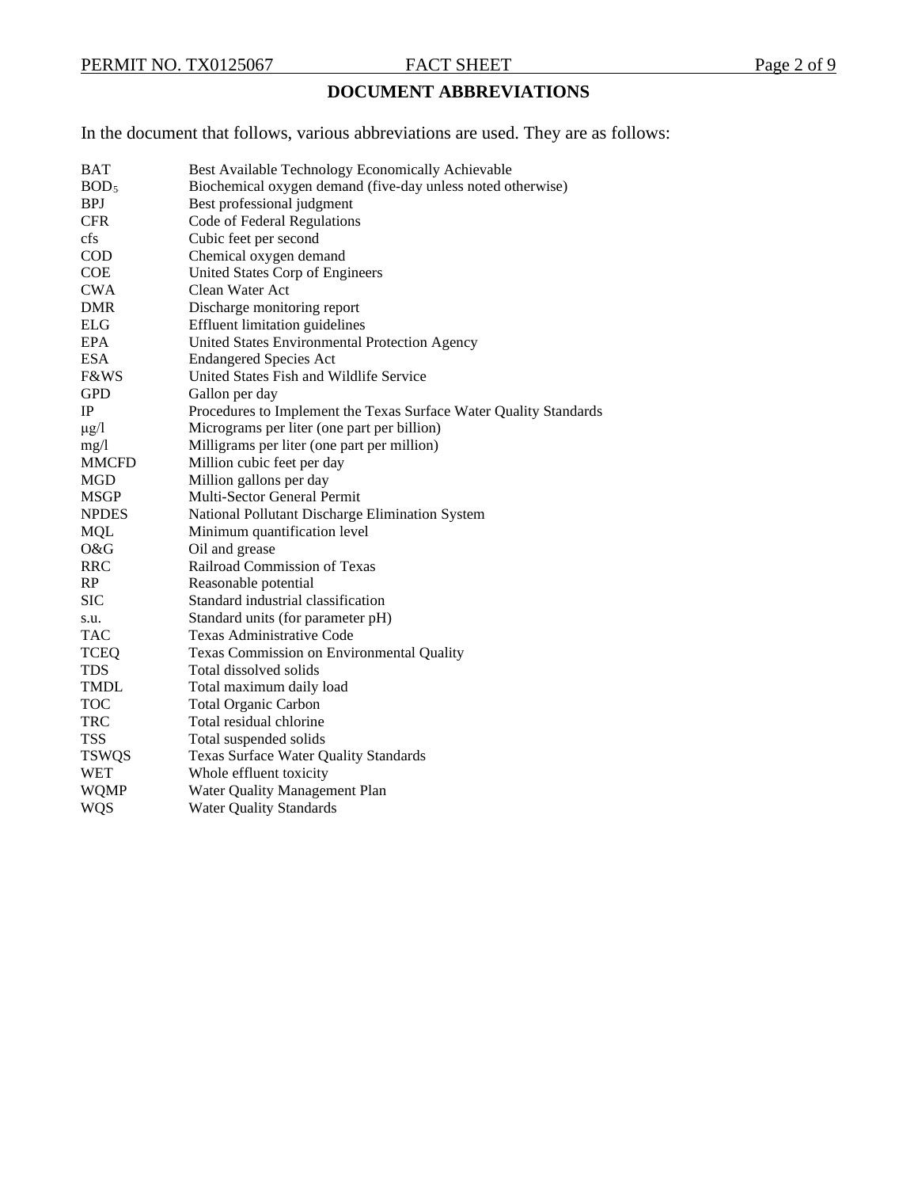# DOCUMENT ABBREVIATIONS

In the document that follows, various abbreviations are used. They are as follows:

| | |
|---|---|
| BAT | Best Available Technology Economically Achievable |
| $BOD_5$ | Biochemical oxygen demand (five-day unless noted otherwise) |
| BPJ | Best professional judgment |
| CFR | Code of Federal Regulations |
| cfs | Cubic feet per second |
| COD | Chemical oxygen demand |
| COE | United States Corp of Engineers |
| CWA | Clean Water Act |
| DMR | Discharge monitoring report |
| ELG | Effluent limitation guidelines |
| EPA | United States Environmental Protection Agency |
| ESA | Endangered Species Act |
| F&WS | United States Fish and Wildlife Service |
| GPD | Gallon per day |
| IP | Procedures to Implement the Texas Surface Water Quality Standards |
| μg/l | Micrograms per liter (one part per billion) |
| mg/l | Milligrams per liter (one part per million) |
| MMCFD | Million cubic feet per day |
| MGD | Million gallons per day |
| MSGP | Multi-Sector General Permit |
| NPDES | National Pollutant Discharge Elimination System |
| MQL | Minimum quantification level |
| O&G | Oil and grease |
| RRC | Railroad Commission of Texas |
| RP | Reasonable potential |
| SIC | Standard industrial classification |
| s.u. | Standard units (for parameter pH) |
| TAC | Texas Administrative Code |
| TCEQ | Texas Commission on Environmental Quality |
| TDS | Total dissolved solids |
| TMDL | Total maximum daily load |
| TOC | Total Organic Carbon |
| TRC | Total residual chlorine |
| TSS | Total suspended solids |
| TSWQS | Texas Surface Water Quality Standards |
| WET | Whole effluent toxicity |
| WQMP | Water Quality Management Plan |
| WQS | Water Quality Standards |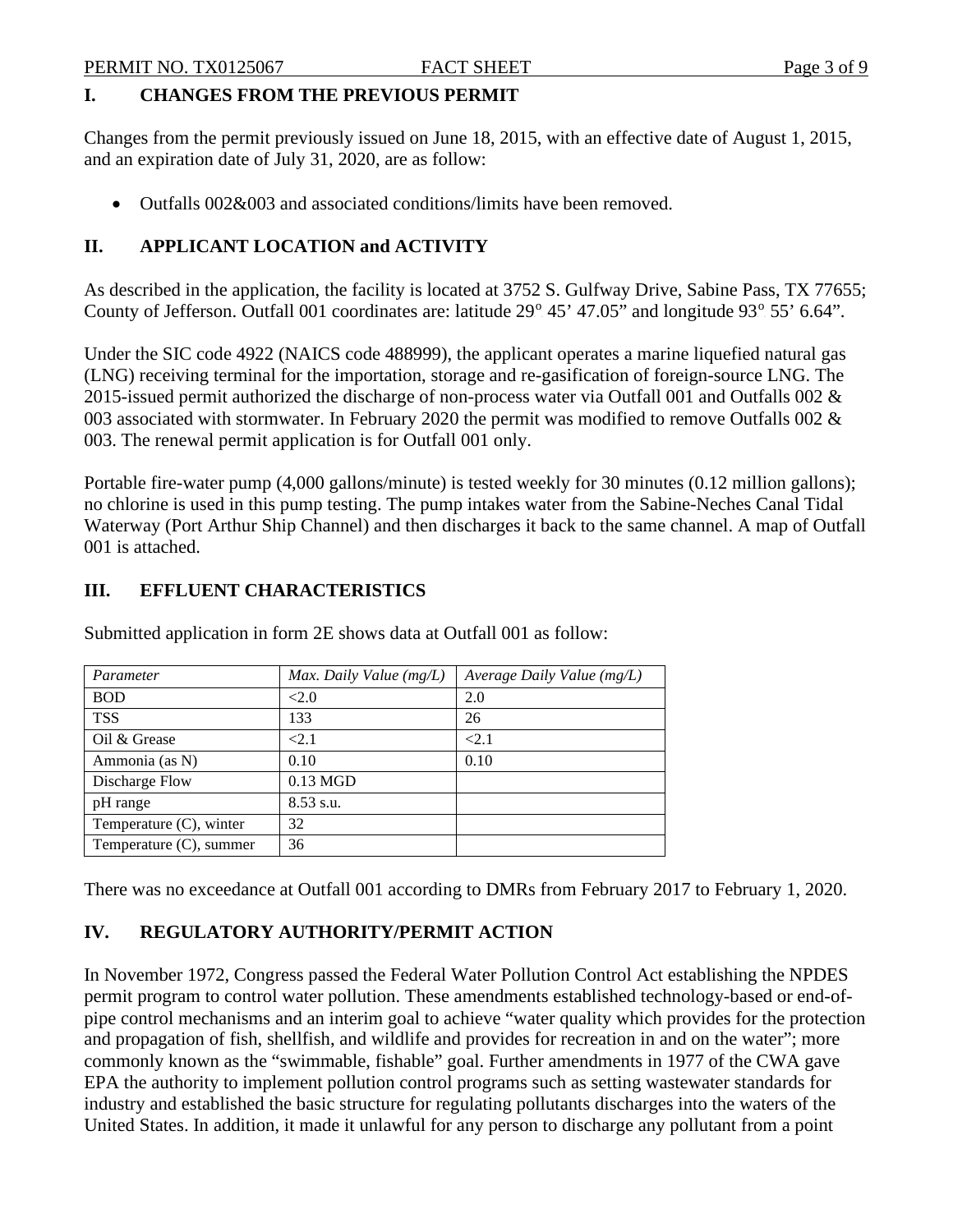## I. CHANGES FROM THE PREVIOUS PERMIT

Changes from the permit previously issued on June 18, 2015, with an effective date of August 1, 2015, and an expiration date of July 31, 2020, are as follow:

- Outfalls 002&003 and associated conditions/limits have been removed.

## II. APPLICANT LOCATION and ACTIVITY

As described in the application, the facility is located at 3752 S. Gulfway Drive, Sabine Pass, TX 77655; County of Jefferson. Outfall 001 coordinates are: latitude 29° 45' 47.05" and longitude 93° 55' 6.64".

Under the SIC code 4922 (NAICS code 488999), the applicant operates a marine liquefied natural gas (LNG) receiving terminal for the importation, storage and re-gasification of foreign-source LNG. The 2015-issued permit authorized the discharge of non-process water via Outfall 001 and Outfalls 002 & 003 associated with stormwater. In February 2020 the permit was modified to remove Outfalls 002 & 003. The renewal permit application is for Outfall 001 only.

Portable fire-water pump (4,000 gallons/minute) is tested weekly for 30 minutes (0.12 million gallons); no chlorine is used in this pump testing. The pump intakes water from the Sabine-Neches Canal Tidal Waterway (Port Arthur Ship Channel) and then discharges it back to the same channel. A map of Outfall 001 is attached.

## III. EFFLUENT CHARACTERISTICS

Submitted application in form 2E shows data at Outfall 001 as follow:

| *Parameter* | *Max. Daily Value (mg/L)* | *Average Daily Value (mg/L)* |
|---|---|---|
| BOD | <2.0 | 2.0 |
| TSS | 133 | 26 |
| Oil & Grease | <2.1 | <2.1 |
| Ammonia (as N) | 0.10 | 0.10 |
| Discharge Flow | 0.13 MGD | |
| pH range | 8.53 s.u. | |
| Temperature (C), winter | 32 | |
| Temperature (C), summer | 36 | |

There was no exceedance at Outfall 001 according to DMRs from February 2017 to February 1, 2020.

## IV. REGULATORY AUTHORITY/PERMIT ACTION

In November 1972, Congress passed the Federal Water Pollution Control Act establishing the NPDES permit program to control water pollution. These amendments established technology-based or end-of-pipe control mechanisms and an interim goal to achieve "water quality which provides for the protection and propagation of fish, shellfish, and wildlife and provides for recreation in and on the water"; more commonly known as the "swimmable, fishable" goal. Further amendments in 1977 of the CWA gave EPA the authority to implement pollution control programs such as setting wastewater standards for industry and established the basic structure for regulating pollutants discharges into the waters of the United States. In addition, it made it unlawful for any person to discharge any pollutant from a point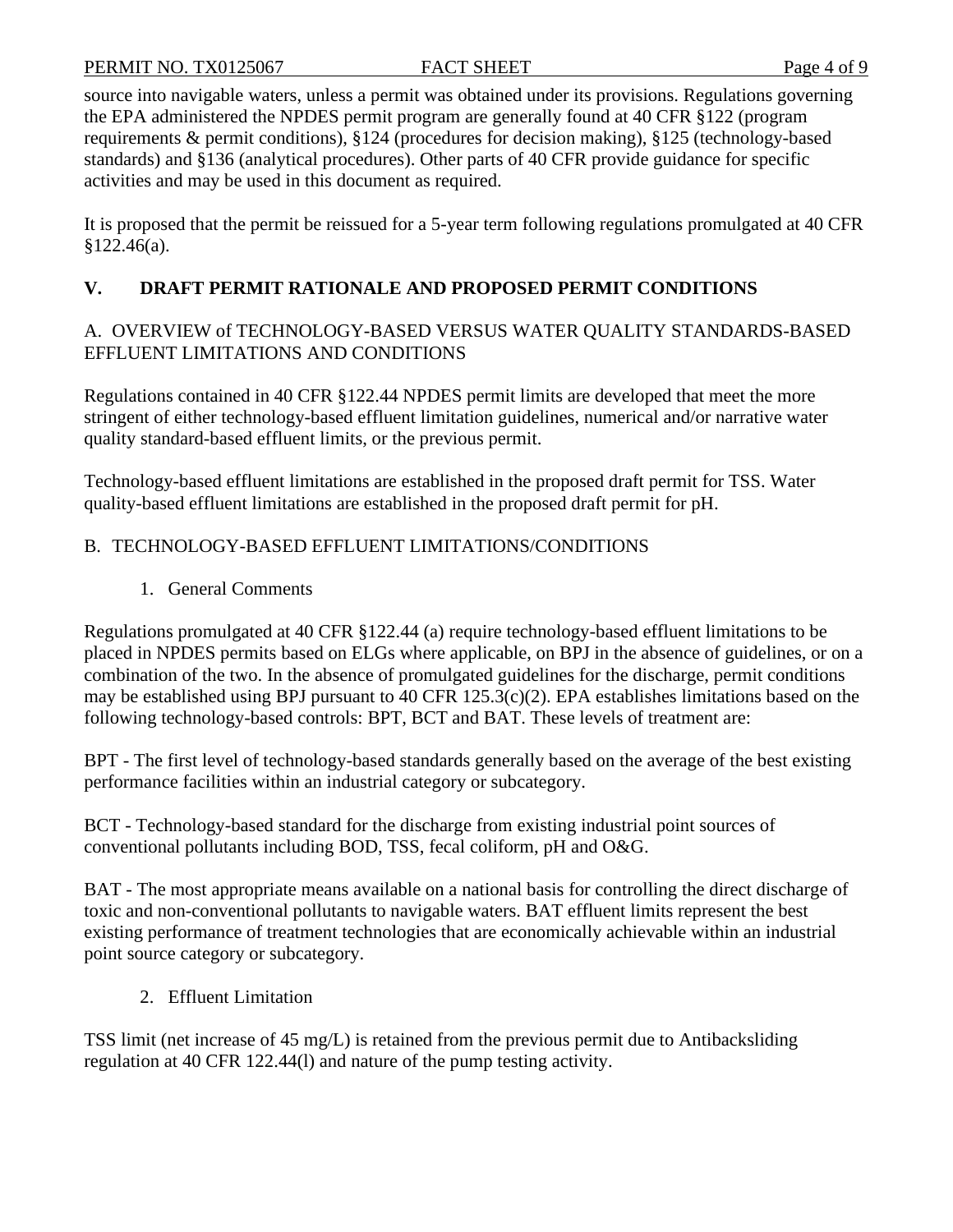source into navigable waters, unless a permit was obtained under its provisions. Regulations governing the EPA administered the NPDES permit program are generally found at 40 CFR §122 (program requirements & permit conditions), §124 (procedures for decision making), §125 (technology-based standards) and §136 (analytical procedures). Other parts of 40 CFR provide guidance for specific activities and may be used in this document as required.

It is proposed that the permit be reissued for a 5-year term following regulations promulgated at 40 CFR §122.46(a).

## V. DRAFT PERMIT RATIONALE AND PROPOSED PERMIT CONDITIONS

### A. OVERVIEW of TECHNOLOGY-BASED VERSUS WATER QUALITY STANDARDS-BASED EFFLUENT LIMITATIONS AND CONDITIONS

Regulations contained in 40 CFR §122.44 NPDES permit limits are developed that meet the more stringent of either technology-based effluent limitation guidelines, numerical and/or narrative water quality standard-based effluent limits, or the previous permit.

Technology-based effluent limitations are established in the proposed draft permit for TSS. Water quality-based effluent limitations are established in the proposed draft permit for pH.

### B. TECHNOLOGY-BASED EFFLUENT LIMITATIONS/CONDITIONS

1. General Comments

Regulations promulgated at 40 CFR §122.44 (a) require technology-based effluent limitations to be placed in NPDES permits based on ELGs where applicable, on BPJ in the absence of guidelines, or on a combination of the two. In the absence of promulgated guidelines for the discharge, permit conditions may be established using BPJ pursuant to 40 CFR 125.3(c)(2). EPA establishes limitations based on the following technology-based controls: BPT, BCT and BAT. These levels of treatment are:

BPT - The first level of technology-based standards generally based on the average of the best existing performance facilities within an industrial category or subcategory.

BCT - Technology-based standard for the discharge from existing industrial point sources of conventional pollutants including BOD, TSS, fecal coliform, pH and O&G.

BAT - The most appropriate means available on a national basis for controlling the direct discharge of toxic and non-conventional pollutants to navigable waters. BAT effluent limits represent the best existing performance of treatment technologies that are economically achievable within an industrial point source category or subcategory.

2. Effluent Limitation

TSS limit (net increase of 45 mg/L) is retained from the previous permit due to Antibacksliding regulation at 40 CFR 122.44(l) and nature of the pump testing activity.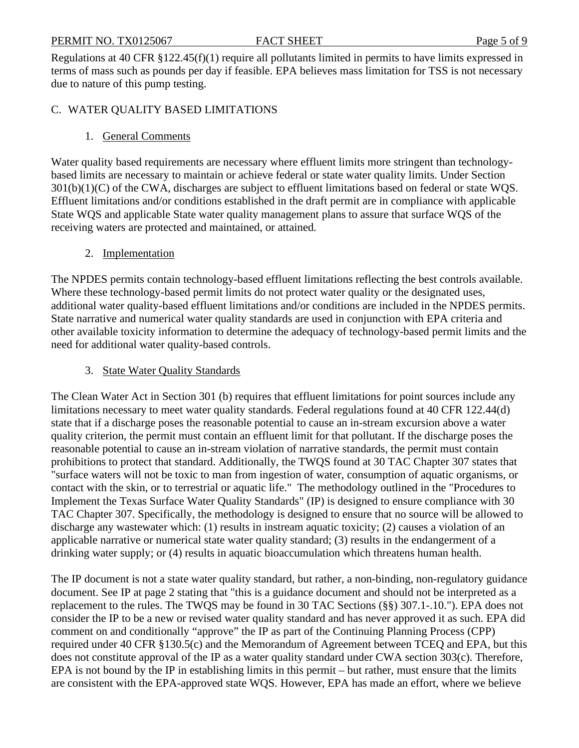Regulations at 40 CFR §122.45(f)(1) require all pollutants limited in permits to have limits expressed in terms of mass such as pounds per day if feasible. EPA believes mass limitation for TSS is not necessary due to nature of this pump testing.

## C. WATER QUALITY BASED LIMITATIONS

### 1. General Comments

Water quality based requirements are necessary where effluent limits more stringent than technology-based limits are necessary to maintain or achieve federal or state water quality limits. Under Section 301(b)(1)(C) of the CWA, discharges are subject to effluent limitations based on federal or state WQS. Effluent limitations and/or conditions established in the draft permit are in compliance with applicable State WQS and applicable State water quality management plans to assure that surface WQS of the receiving waters are protected and maintained, or attained.

### 2. Implementation

The NPDES permits contain technology-based effluent limitations reflecting the best controls available. Where these technology-based permit limits do not protect water quality or the designated uses, additional water quality-based effluent limitations and/or conditions are included in the NPDES permits. State narrative and numerical water quality standards are used in conjunction with EPA criteria and other available toxicity information to determine the adequacy of technology-based permit limits and the need for additional water quality-based controls.

### 3. State Water Quality Standards

The Clean Water Act in Section 301 (b) requires that effluent limitations for point sources include any limitations necessary to meet water quality standards. Federal regulations found at 40 CFR 122.44(d) state that if a discharge poses the reasonable potential to cause an in-stream excursion above a water quality criterion, the permit must contain an effluent limit for that pollutant. If the discharge poses the reasonable potential to cause an in-stream violation of narrative standards, the permit must contain prohibitions to protect that standard. Additionally, the TWQS found at 30 TAC Chapter 307 states that "surface waters will not be toxic to man from ingestion of water, consumption of aquatic organisms, or contact with the skin, or to terrestrial or aquatic life." The methodology outlined in the "Procedures to Implement the Texas Surface Water Quality Standards" (IP) is designed to ensure compliance with 30 TAC Chapter 307. Specifically, the methodology is designed to ensure that no source will be allowed to discharge any wastewater which: (1) results in instream aquatic toxicity; (2) causes a violation of an applicable narrative or numerical state water quality standard; (3) results in the endangerment of a drinking water supply; or (4) results in aquatic bioaccumulation which threatens human health.

The IP document is not a state water quality standard, but rather, a non-binding, non-regulatory guidance document. See IP at page 2 stating that "this is a guidance document and should not be interpreted as a replacement to the rules. The TWQS may be found in 30 TAC Sections (§§) 307.1-.10."). EPA does not consider the IP to be a new or revised water quality standard and has never approved it as such. EPA did comment on and conditionally "approve" the IP as part of the Continuing Planning Process (CPP) required under 40 CFR §130.5(c) and the Memorandum of Agreement between TCEQ and EPA, but this does not constitute approval of the IP as a water quality standard under CWA section 303(c). Therefore, EPA is not bound by the IP in establishing limits in this permit – but rather, must ensure that the limits are consistent with the EPA-approved state WQS. However, EPA has made an effort, where we believe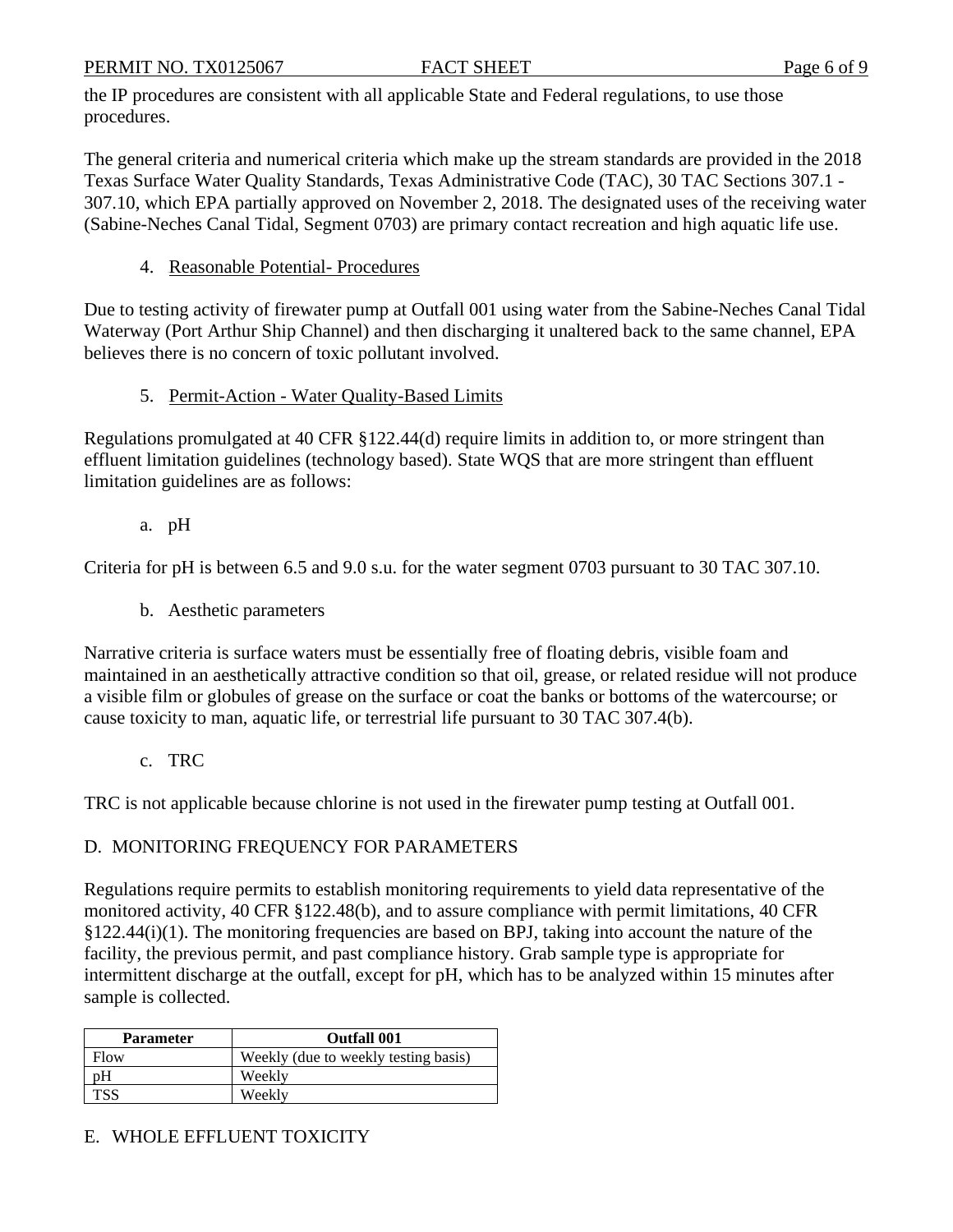the IP procedures are consistent with all applicable State and Federal regulations, to use those procedures.

The general criteria and numerical criteria which make up the stream standards are provided in the 2018 Texas Surface Water Quality Standards, Texas Administrative Code (TAC), 30 TAC Sections 307.1 - 307.10, which EPA partially approved on November 2, 2018. The designated uses of the receiving water (Sabine-Neches Canal Tidal, Segment 0703) are primary contact recreation and high aquatic life use.

4. Reasonable Potential- Procedures

Due to testing activity of firewater pump at Outfall 001 using water from the Sabine-Neches Canal Tidal Waterway (Port Arthur Ship Channel) and then discharging it unaltered back to the same channel, EPA believes there is no concern of toxic pollutant involved.

5. Permit-Action - Water Quality-Based Limits

Regulations promulgated at 40 CFR §122.44(d) require limits in addition to, or more stringent than effluent limitation guidelines (technology based). State WQS that are more stringent than effluent limitation guidelines are as follows:

a. pH

Criteria for pH is between 6.5 and 9.0 s.u. for the water segment 0703 pursuant to 30 TAC 307.10.

b. Aesthetic parameters

Narrative criteria is surface waters must be essentially free of floating debris, visible foam and maintained in an aesthetically attractive condition so that oil, grease, or related residue will not produce a visible film or globules of grease on the surface or coat the banks or bottoms of the watercourse; or cause toxicity to man, aquatic life, or terrestrial life pursuant to 30 TAC 307.4(b).

c. TRC

TRC is not applicable because chlorine is not used in the firewater pump testing at Outfall 001.

## D. MONITORING FREQUENCY FOR PARAMETERS

Regulations require permits to establish monitoring requirements to yield data representative of the monitored activity, 40 CFR §122.48(b), and to assure compliance with permit limitations, 40 CFR §122.44(i)(1). The monitoring frequencies are based on BPJ, taking into account the nature of the facility, the previous permit, and past compliance history. Grab sample type is appropriate for intermittent discharge at the outfall, except for pH, which has to be analyzed within 15 minutes after sample is collected.

| Parameter | Outfall 001 |
|---|---|
| Flow | Weekly (due to weekly testing basis) |
| pH | Weekly |
| TSS | Weekly |

## E. WHOLE EFFLUENT TOXICITY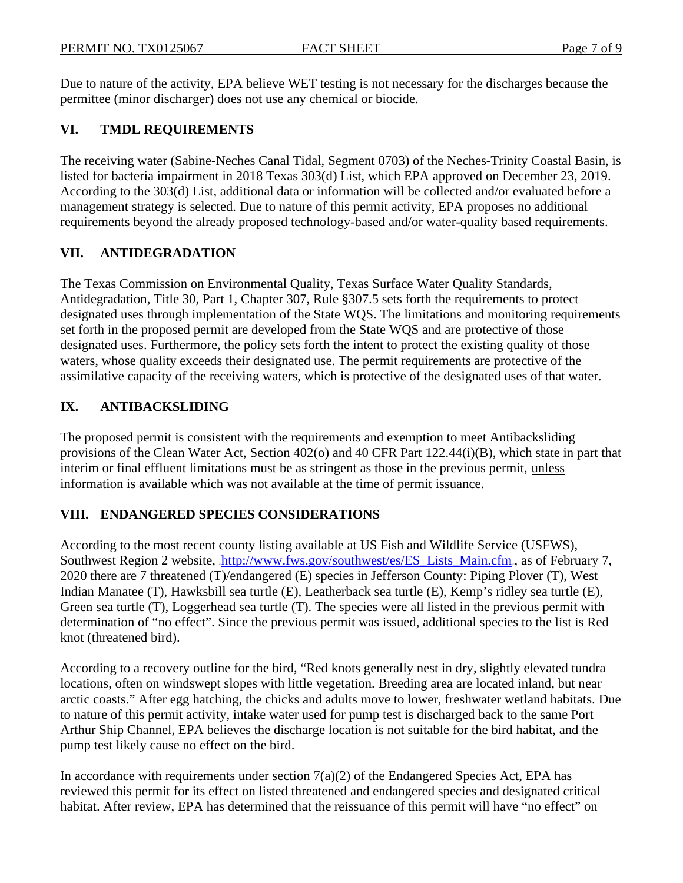Due to nature of the activity, EPA believe WET testing is not necessary for the discharges because the permittee (minor discharger) does not use any chemical or biocide.

## VI. TMDL REQUIREMENTS

The receiving water (Sabine-Neches Canal Tidal, Segment 0703) of the Neches-Trinity Coastal Basin, is listed for bacteria impairment in 2018 Texas 303(d) List, which EPA approved on December 23, 2019. According to the 303(d) List, additional data or information will be collected and/or evaluated before a management strategy is selected. Due to nature of this permit activity, EPA proposes no additional requirements beyond the already proposed technology-based and/or water-quality based requirements.

## VII. ANTIDEGRADATION

The Texas Commission on Environmental Quality, Texas Surface Water Quality Standards, Antidegradation, Title 30, Part 1, Chapter 307, Rule §307.5 sets forth the requirements to protect designated uses through implementation of the State WQS. The limitations and monitoring requirements set forth in the proposed permit are developed from the State WQS and are protective of those designated uses. Furthermore, the policy sets forth the intent to protect the existing quality of those waters, whose quality exceeds their designated use. The permit requirements are protective of the assimilative capacity of the receiving waters, which is protective of the designated uses of that water.

## IX. ANTIBACKSLIDING

The proposed permit is consistent with the requirements and exemption to meet Antibacksliding provisions of the Clean Water Act, Section 402(o) and 40 CFR Part 122.44(i)(B), which state in part that interim or final effluent limitations must be as stringent as those in the previous permit, unless information is available which was not available at the time of permit issuance.

## VIII. ENDANGERED SPECIES CONSIDERATIONS

According to the most recent county listing available at US Fish and Wildlife Service (USFWS), Southwest Region 2 website, http://www.fws.gov/southwest/es/ES_Lists_Main.cfm , as of February 7, 2020 there are 7 threatened (T)/endangered (E) species in Jefferson County: Piping Plover (T), West Indian Manatee (T), Hawksbill sea turtle (E), Leatherback sea turtle (E), Kemp's ridley sea turtle (E), Green sea turtle (T), Loggerhead sea turtle (T). The species were all listed in the previous permit with determination of "no effect". Since the previous permit was issued, additional species to the list is Red knot (threatened bird).

According to a recovery outline for the bird, "Red knots generally nest in dry, slightly elevated tundra locations, often on windswept slopes with little vegetation. Breeding area are located inland, but near arctic coasts." After egg hatching, the chicks and adults move to lower, freshwater wetland habitats. Due to nature of this permit activity, intake water used for pump test is discharged back to the same Port Arthur Ship Channel, EPA believes the discharge location is not suitable for the bird habitat, and the pump test likely cause no effect on the bird.

In accordance with requirements under section 7(a)(2) of the Endangered Species Act, EPA has reviewed this permit for its effect on listed threatened and endangered species and designated critical habitat. After review, EPA has determined that the reissuance of this permit will have "no effect" on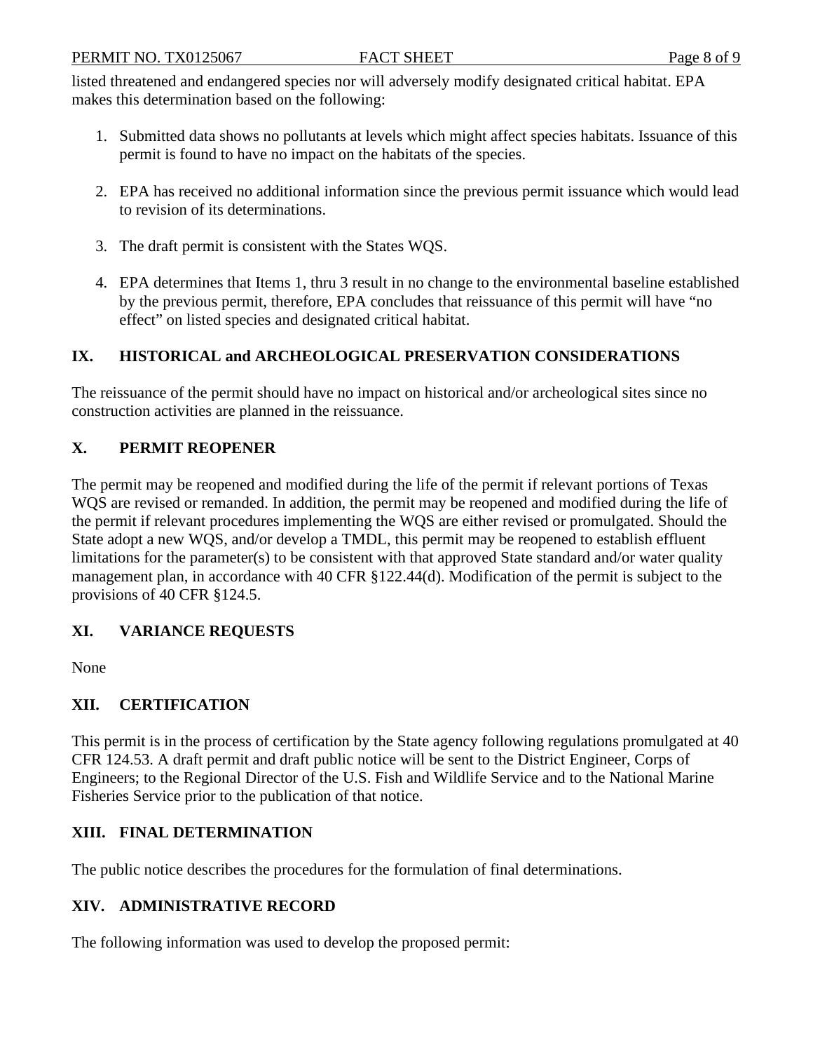listed threatened and endangered species nor will adversely modify designated critical habitat. EPA makes this determination based on the following:

1. Submitted data shows no pollutants at levels which might affect species habitats. Issuance of this permit is found to have no impact on the habitats of the species.

2. EPA has received no additional information since the previous permit issuance which would lead to revision of its determinations.

3. The draft permit is consistent with the States WQS.

4. EPA determines that Items 1, thru 3 result in no change to the environmental baseline established by the previous permit, therefore, EPA concludes that reissuance of this permit will have "no effect" on listed species and designated critical habitat.

## IX. HISTORICAL and ARCHEOLOGICAL PRESERVATION CONSIDERATIONS

The reissuance of the permit should have no impact on historical and/or archeological sites since no construction activities are planned in the reissuance.

## X. PERMIT REOPENER

The permit may be reopened and modified during the life of the permit if relevant portions of Texas WQS are revised or remanded. In addition, the permit may be reopened and modified during the life of the permit if relevant procedures implementing the WQS are either revised or promulgated. Should the State adopt a new WQS, and/or develop a TMDL, this permit may be reopened to establish effluent limitations for the parameter(s) to be consistent with that approved State standard and/or water quality management plan, in accordance with 40 CFR §122.44(d). Modification of the permit is subject to the provisions of 40 CFR §124.5.

## XI. VARIANCE REQUESTS

None

## XII. CERTIFICATION

This permit is in the process of certification by the State agency following regulations promulgated at 40 CFR 124.53. A draft permit and draft public notice will be sent to the District Engineer, Corps of Engineers; to the Regional Director of the U.S. Fish and Wildlife Service and to the National Marine Fisheries Service prior to the publication of that notice.

## XIII. FINAL DETERMINATION

The public notice describes the procedures for the formulation of final determinations.

## XIV. ADMINISTRATIVE RECORD

The following information was used to develop the proposed permit: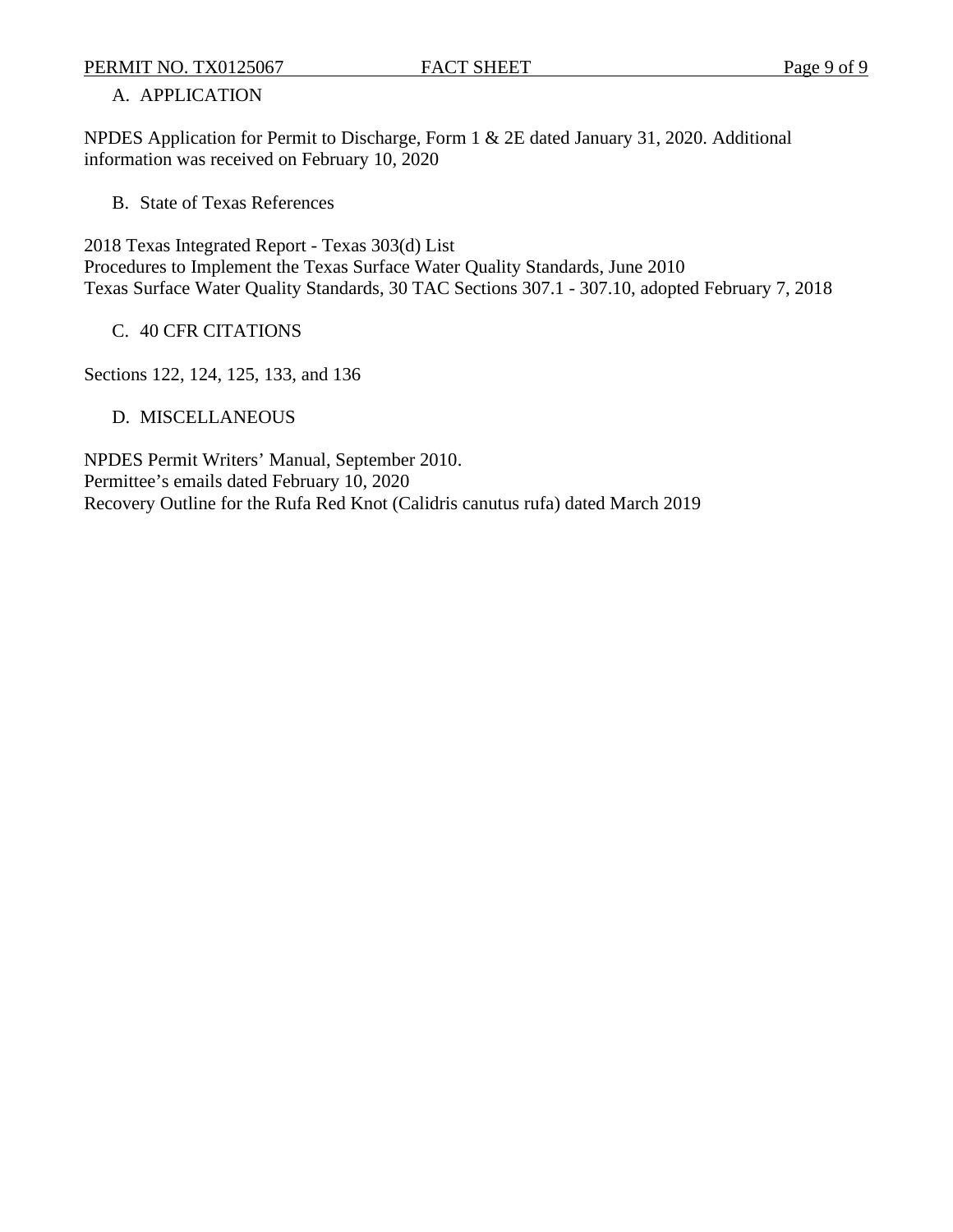A. APPLICATION

NPDES Application for Permit to Discharge, Form 1 & 2E dated January 31, 2020. Additional information was received on February 10, 2020

B. State of Texas References

2018 Texas Integrated Report - Texas 303(d) List
Procedures to Implement the Texas Surface Water Quality Standards, June 2010
Texas Surface Water Quality Standards, 30 TAC Sections 307.1 - 307.10, adopted February 7, 2018

C. 40 CFR CITATIONS

Sections 122, 124, 125, 133, and 136

D. MISCELLANEOUS

NPDES Permit Writers' Manual, September 2010.
Permittee's emails dated February 10, 2020
Recovery Outline for the Rufa Red Knot (Calidris canutus rufa) dated March 2019